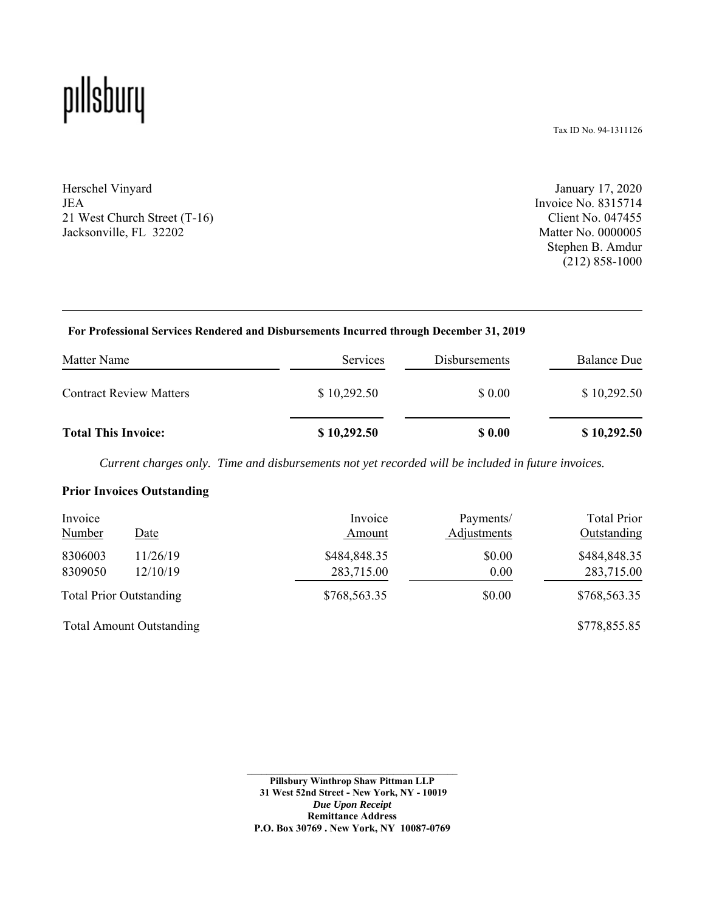# pillsbury

Tax ID No. 94-1311126

Herschel Vinyard
JEA
21 West Church Street (T-16)
Jacksonville, FL 32202

January 17, 2020
Invoice No. 8315714
Client No. 047455
Matter No. 0000005
Stephen B. Amdur
(212) 858-1000

**For Professional Services Rendered and Disbursements Incurred through December 31, 2019**

| Matter Name | Services | Disbursements | Balance Due |
|---|---|---|---|
| Contract Review Matters | $ 10,292.50 | $ 0.00 | $ 10,292.50 |
| **Total This Invoice:** | **$ 10,292.50** | **$ 0.00** | **$ 10,292.50** |

*Current charges only. Time and disbursements not yet recorded will be included in future invoices.*

**Prior Invoices Outstanding**

| Invoice Number | Date | Invoice Amount | Payments/ Adjustments | Total Prior Outstanding |
|---|---|---|---|---|
| 8306003 | 11/26/19 | $484,848.35 | $0.00 | $484,848.35 |
| 8309050 | 12/10/19 | 283,715.00 | 0.00 | 283,715.00 |
| Total Prior Outstanding | | $768,563.35 | $0.00 | $768,563.35 |
| Total Amount Outstanding | | | | $778,855.85 |

**Pillsbury Winthrop Shaw Pittman LLP**
**31 West 52nd Street - New York, NY - 10019**
***Due Upon Receipt***
**Remittance Address**
**P.O. Box 30769 . New York, NY 10087-0769**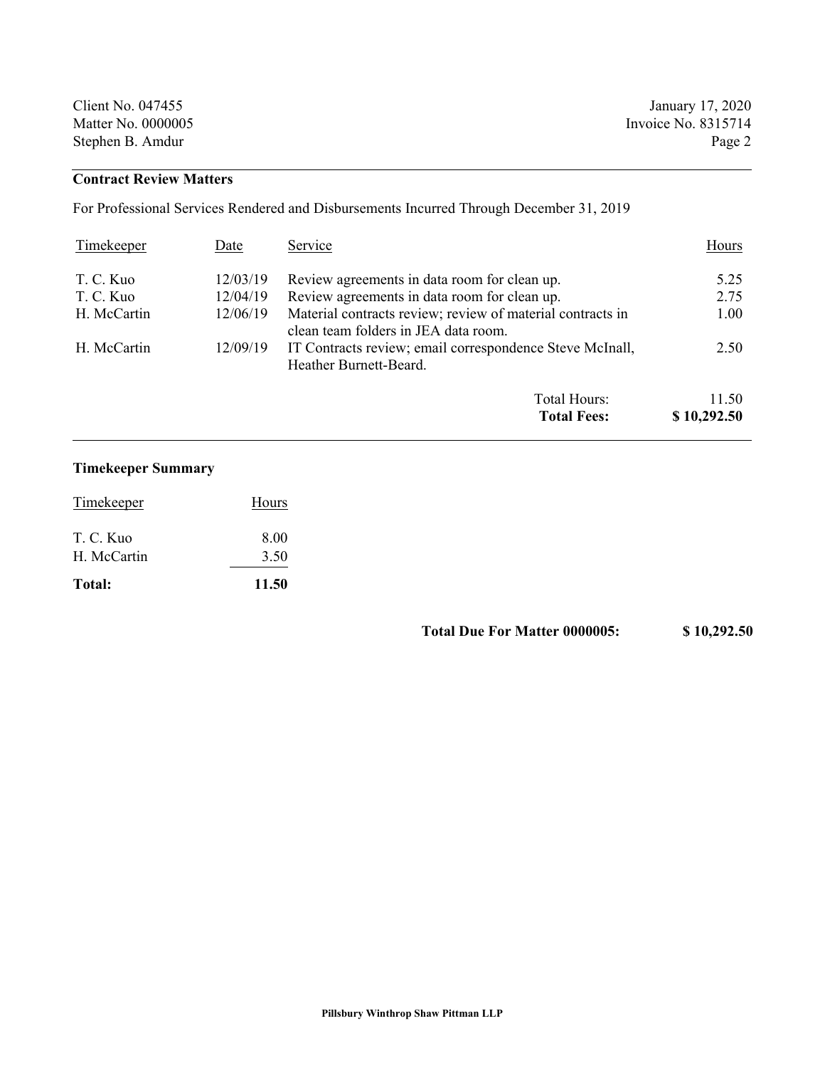| Client No. 047455 | January 17, 2020 |
|---|---|
| Matter No. 0000005 | Invoice No. 8315714 |
| Stephen B. Amdur | |

## Contract Review Matters

For Professional Services Rendered and Disbursements Incurred Through December 31, 2019

| Timekeeper | Date | Service | Hours |
|---|---|---|---|
| T. C. Kuo | 12/03/19 | Review agreements in data room for clean up. | 5.25 |
| T. C. Kuo | 12/04/19 | Review agreements in data room for clean up. | 2.75 |
| H. McCartin | 12/06/19 | Material contracts review; review of material contracts in clean team folders in JEA data room. | 1.00 |
| H. McCartin | 12/09/19 | IT Contracts review; email correspondence Steve McInall, Heather Burnett-Beard. | 2.50 |
| | | Total Hours: | 11.50 |
| | | **Total Fees:** | **$ 10,292.50** |

### Timekeeper Summary

| Timekeeper | Hours |
|---|---|
| T. C. Kuo | 8.00 |
| H. McCartin | 3.50 |
| **Total:** | **11.50** |

**Total Due For Matter 0000005: $ 10,292.50**

**Pillsbury Winthrop Shaw Pittman LLP**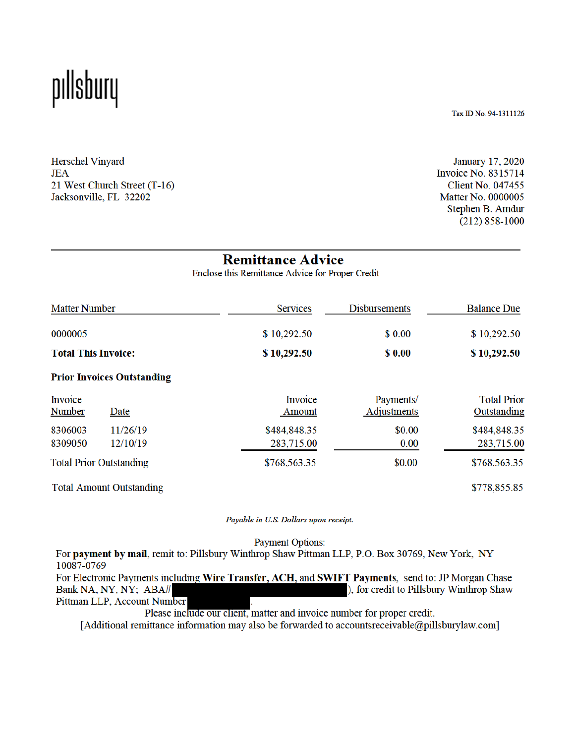pillsbury

Tax ID No. 94-1311126

Herschel Vinyard
JEA
21 West Church Street (T-16)
Jacksonville, FL 32202

January 17, 2020
Invoice No. 8315714
Client No. 047455
Matter No. 0000005
Stephen B. Amdur
(212) 858-1000

# Remittance Advice

Enclose this Remittance Advice for Proper Credit

| Matter Number | Services | Disbursements | Balance Due |
|---|---|---|---|
| 0000005 | $ 10,292.50 | $ 0.00 | $ 10,292.50 |
| **Total This Invoice:** | **$ 10,292.50** | **$ 0.00** | **$ 10,292.50** |

**Prior Invoices Outstanding**

| Invoice Number | Date | Invoice Amount | Payments/ Adjustments | Total Prior Outstanding |
|---|---|---|---|---|
| 8306003 | 11/26/19 | $484,848.35 | $0.00 | $484,848.35 |
| 8309050 | 12/10/19 | 283,715.00 | 0.00 | 283,715.00 |
| Total Prior Outstanding | | $768,563.35 | $0.00 | $768,563.35 |
| Total Amount Outstanding | | | | $778,855.85 |

*Payable in U.S. Dollars upon receipt.*

Payment Options:

For **payment by mail**, remit to: Pillsbury Winthrop Shaw Pittman LLP, P.O. Box 30769, New York, NY 10087-0769

For Electronic Payments including **Wire Transfer, ACH,** and **SWIFT Payments**, send to: JP Morgan Chase Bank NA, NY, NY; ABA# [REDACTED]), for credit to Pillsbury Winthrop Shaw Pittman LLP, Account Number [REDACTED].

Please include our client, matter and invoice number for proper credit.

[Additional remittance information may also be forwarded to accountsreceivable@pillsburylaw.com]